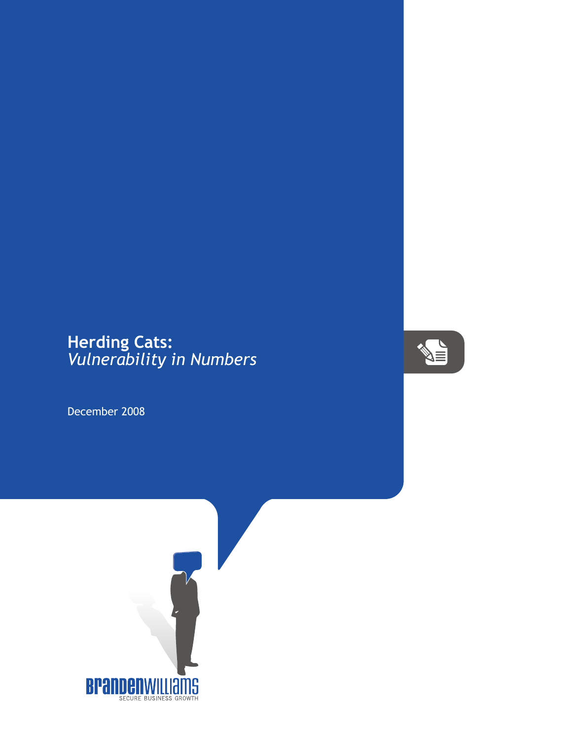# Herding Cats:
*Vulnerability in Numbers*

December 2008

BRANDENWILLIAMS
SECURE BUSINESS GROWTH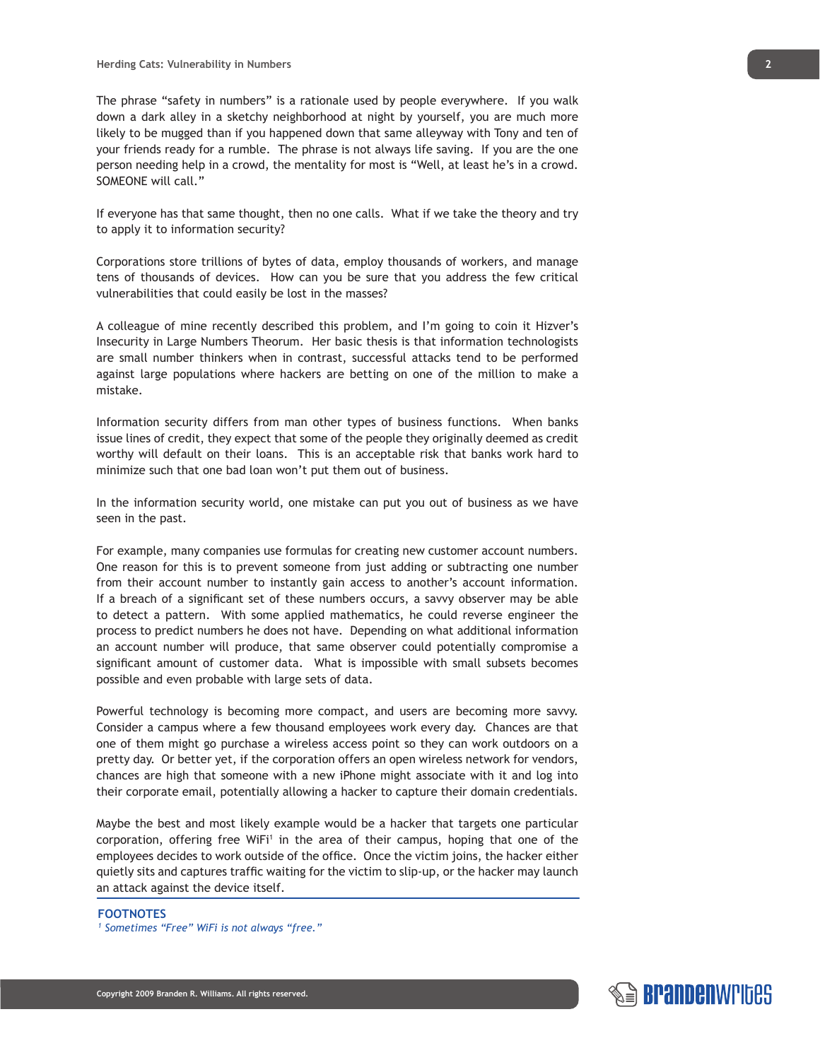The phrase “safety in numbers” is a rationale used by people everywhere. If you walk down a dark alley in a sketchy neighborhood at night by yourself, you are much more likely to be mugged than if you happened down that same alleyway with Tony and ten of your friends ready for a rumble. The phrase is not always life saving. If you are the one person needing help in a crowd, the mentality for most is “Well, at least he’s in a crowd. SOMEONE will call.”

If everyone has that same thought, then no one calls. What if we take the theory and try to apply it to information security?

Corporations store trillions of bytes of data, employ thousands of workers, and manage tens of thousands of devices. How can you be sure that you address the few critical vulnerabilities that could easily be lost in the masses?

A colleague of mine recently described this problem, and I’m going to coin it Hizver’s Insecurity in Large Numbers Theorum. Her basic thesis is that information technologists are small number thinkers when in contrast, successful attacks tend to be performed against large populations where hackers are betting on one of the million to make a mistake.

Information security differs from man other types of business functions. When banks issue lines of credit, they expect that some of the people they originally deemed as credit worthy will default on their loans. This is an acceptable risk that banks work hard to minimize such that one bad loan won’t put them out of business.

In the information security world, one mistake can put you out of business as we have seen in the past.

For example, many companies use formulas for creating new customer account numbers. One reason for this is to prevent someone from just adding or subtracting one number from their account number to instantly gain access to another’s account information. If a breach of a significant set of these numbers occurs, a savvy observer may be able to detect a pattern. With some applied mathematics, he could reverse engineer the process to predict numbers he does not have. Depending on what additional information an account number will produce, that same observer could potentially compromise a significant amount of customer data. What is impossible with small subsets becomes possible and even probable with large sets of data.

Powerful technology is becoming more compact, and users are becoming more savvy. Consider a campus where a few thousand employees work every day. Chances are that one of them might go purchase a wireless access point so they can work outdoors on a pretty day. Or better yet, if the corporation offers an open wireless network for vendors, chances are high that someone with a new iPhone might associate with it and log into their corporate email, potentially allowing a hacker to capture their domain credentials.

Maybe the best and most likely example would be a hacker that targets one particular corporation, offering free WiFi[1] in the area of their campus, hoping that one of the employees decides to work outside of the office. Once the victim joins, the hacker either quietly sits and captures traffic waiting for the victim to slip-up, or the hacker may launch an attack against the device itself.

---

**FOOTNOTES**

[1] *Sometimes “Free” WiFi is not always “free.”*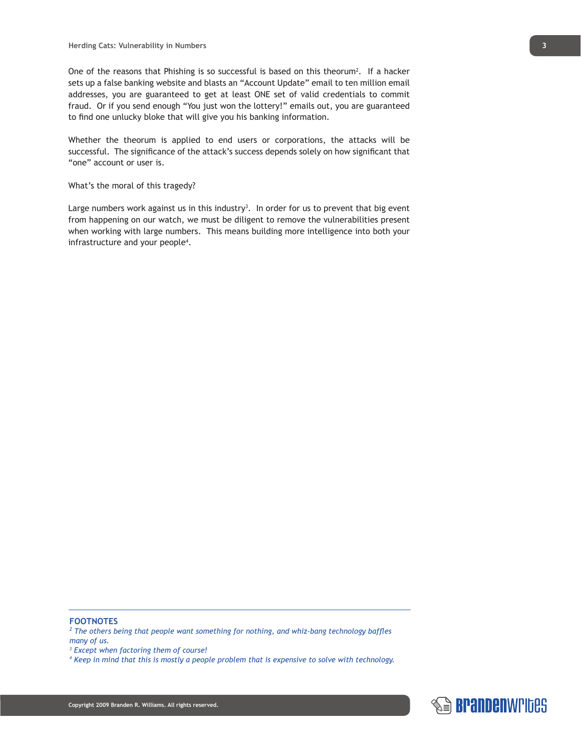One of the reasons that Phishing is so successful is based on this theorum[2]. If a hacker sets up a false banking website and blasts an "Account Update" email to ten million email addresses, you are guaranteed to get at least ONE set of valid credentials to commit fraud. Or if you send enough "You just won the lottery!" emails out, you are guaranteed to find one unlucky bloke that will give you his banking information.

Whether the theorum is applied to end users or corporations, the attacks will be successful. The significance of the attack's success depends solely on how significant that "one" account or user is.

What's the moral of this tragedy?

Large numbers work against us in this industry[3]. In order for us to prevent that big event from happening on our watch, we must be diligent to remove the vulnerabilities present when working with large numbers. This means building more intelligence into both your infrastructure and your people[4].

---

**FOOTNOTES**

[2] *The others being that people want something for nothing, and whiz-bang technology baffles many of us.*

[3] *Except when factoring them of course!*

[4] *Keep in mind that this is mostly a people problem that is expensive to solve with technology.*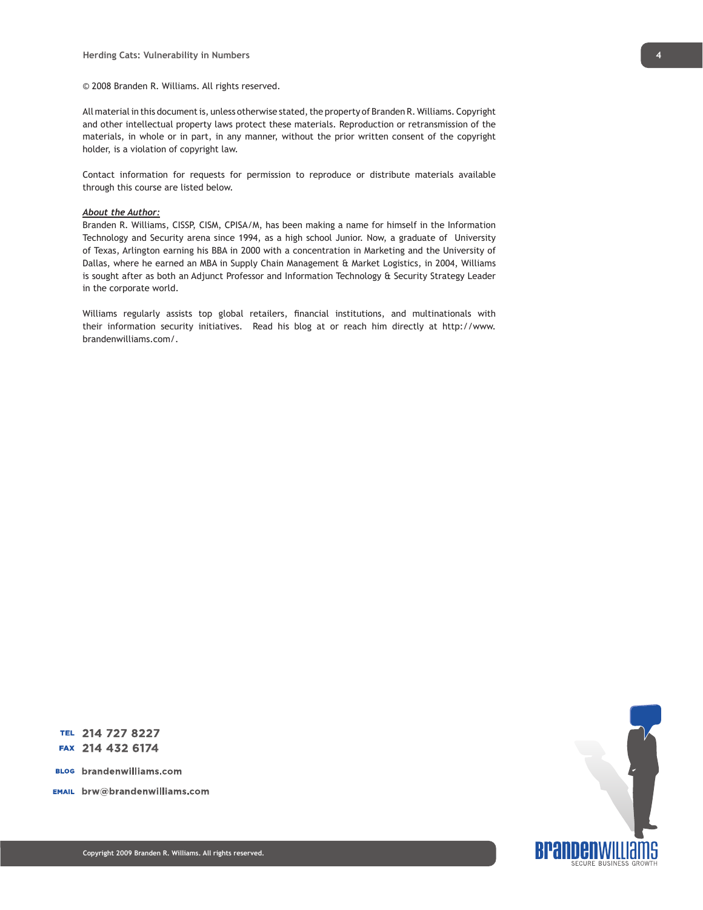© 2008 Branden R. Williams. All rights reserved.

All material in this document is, unless otherwise stated, the property of Branden R. Williams. Copyright and other intellectual property laws protect these materials. Reproduction or retransmission of the materials, in whole or in part, in any manner, without the prior written consent of the copyright holder, is a violation of copyright law.

Contact information for requests for permission to reproduce or distribute materials available through this course are listed below.

***About the Author:***

Branden R. Williams, CISSP, CISM, CPISA/M, has been making a name for himself in the Information Technology and Security arena since 1994, as a high school Junior. Now, a graduate of University of Texas, Arlington earning his BBA in 2000 with a concentration in Marketing and the University of Dallas, where he earned an MBA in Supply Chain Management & Market Logistics, in 2004, Williams is sought after as both an Adjunct Professor and Information Technology & Security Strategy Leader in the corporate world.

Williams regularly assists top global retailers, financial institutions, and multinationals with their information security initiatives. Read his blog at or reach him directly at http://www.brandenwilliams.com/.

**TEL** 214 727 8227
**FAX** 214 432 6174

**BLOG** brandenwilliams.com

**EMAIL** brw@brandenwilliams.com

Copyright 2009 Branden R. Williams. All rights reserved.

BRANDENWILLIAMS
SECURE BUSINESS GROWTH